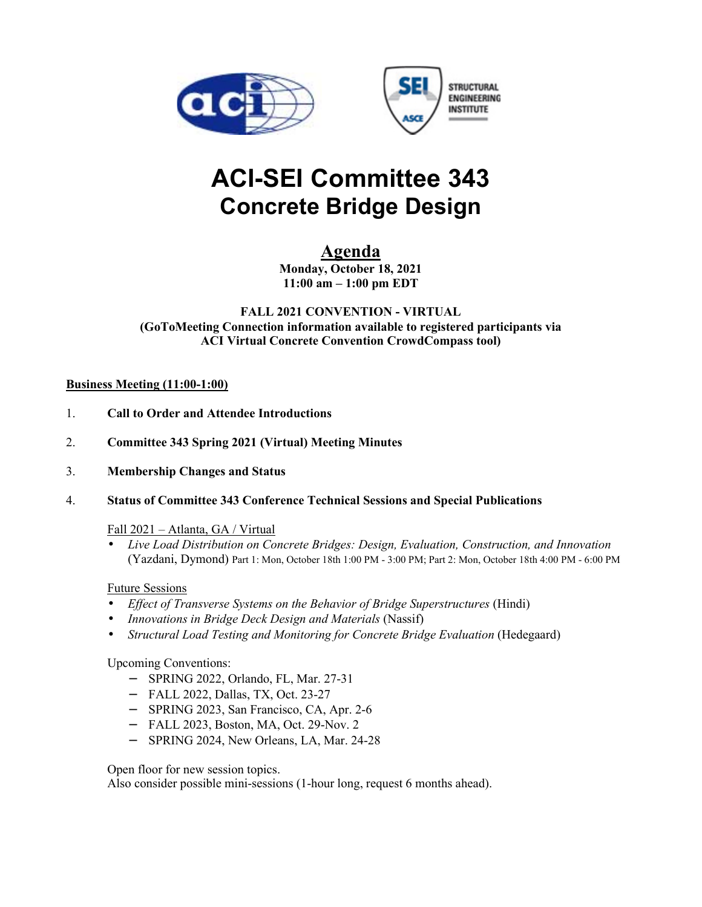# ACI-SEI Committee 343
# Concrete Bridge Design

## Agenda

**Monday, October 18, 2021**
**11:00 am – 1:00 pm EDT**

**FALL 2021 CONVENTION - VIRTUAL**
**(GoToMeeting Connection information available to registered participants via ACI Virtual Concrete Convention CrowdCompass tool)**

**Business Meeting (11:00-1:00)**

1. **Call to Order and Attendee Introductions**

2. **Committee 343 Spring 2021 (Virtual) Meeting Minutes**

3. **Membership Changes and Status**

4. **Status of Committee 343 Conference Technical Sessions and Special Publications**

   Fall 2021 – Atlanta, GA / Virtual
   - *Live Load Distribution on Concrete Bridges: Design, Evaluation, Construction, and Innovation* (Yazdani, Dymond) Part 1: Mon, October 18th 1:00 PM - 3:00 PM; Part 2: Mon, October 18th 4:00 PM - 6:00 PM

   Future Sessions
   - *Effect of Transverse Systems on the Behavior of Bridge Superstructures* (Hindi)
   - *Innovations in Bridge Deck Design and Materials* (Nassif)
   - *Structural Load Testing and Monitoring for Concrete Bridge Evaluation* (Hedegaard)

   Upcoming Conventions:
   - SPRING 2022, Orlando, FL, Mar. 27-31
   - FALL 2022, Dallas, TX, Oct. 23-27
   - SPRING 2023, San Francisco, CA, Apr. 2-6
   - FALL 2023, Boston, MA, Oct. 29-Nov. 2
   - SPRING 2024, New Orleans, LA, Mar. 24-28

   Open floor for new session topics.
   Also consider possible mini-sessions (1-hour long, request 6 months ahead).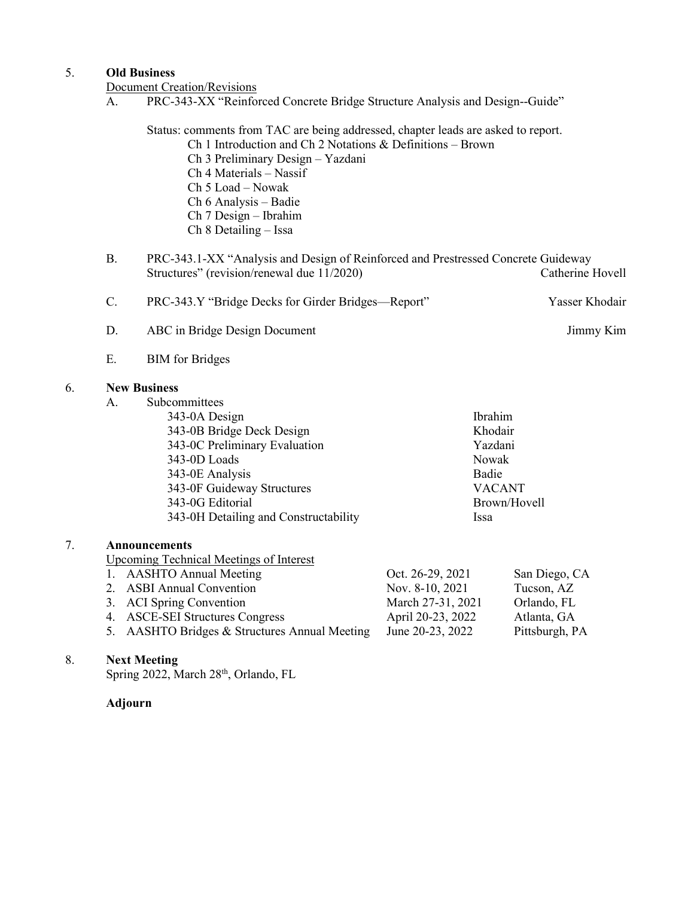5. **Old Business**

<u>Document Creation/Revisions</u>

A. PRC-343-XX "Reinforced Concrete Bridge Structure Analysis and Design--Guide"

Status: comments from TAC are being addressed, chapter leads are asked to report.

- Ch 1 Introduction and Ch 2 Notations & Definitions – Brown
- Ch 3 Preliminary Design – Yazdani
- Ch 4 Materials – Nassif
- Ch 5 Load – Nowak
- Ch 6 Analysis – Badie
- Ch 7 Design – Ibrahim
- Ch 8 Detailing – Issa

B. PRC-343.1-XX "Analysis and Design of Reinforced and Prestressed Concrete Guideway Structures" (revision/renewal due 11/2020) — Catherine Hovell

C. PRC-343.Y "Bridge Decks for Girder Bridges—Report" — Yasser Khodair

D. ABC in Bridge Design Document — Jimmy Kim

E. BIM for Bridges

6. **New Business**

A. Subcommittees

| | |
|---|---|
| 343-0A Design | Ibrahim |
| 343-0B Bridge Deck Design | Khodair |
| 343-0C Preliminary Evaluation | Yazdani |
| 343-0D Loads | Nowak |
| 343-0E Analysis | Badie |
| 343-0F Guideway Structures | VACANT |
| 343-0G Editorial | Brown/Hovell |
| 343-0H Detailing and Constructability | Issa |

7. **Announcements**

<u>Upcoming Technical Meetings of Interest</u>

| | | |
|---|---|---|
| 1. AASHTO Annual Meeting | Oct. 26-29, 2021 | San Diego, CA |
| 2. ASBI Annual Convention | Nov. 8-10, 2021 | Tucson, AZ |
| 3. ACI Spring Convention | March 27-31, 2021 | Orlando, FL |
| 4. ASCE-SEI Structures Congress | April 20-23, 2022 | Atlanta, GA |
| 5. AASHTO Bridges & Structures Annual Meeting | June 20-23, 2022 | Pittsburgh, PA |

8. **Next Meeting**

Spring 2022, March 28th, Orlando, FL

**Adjourn**